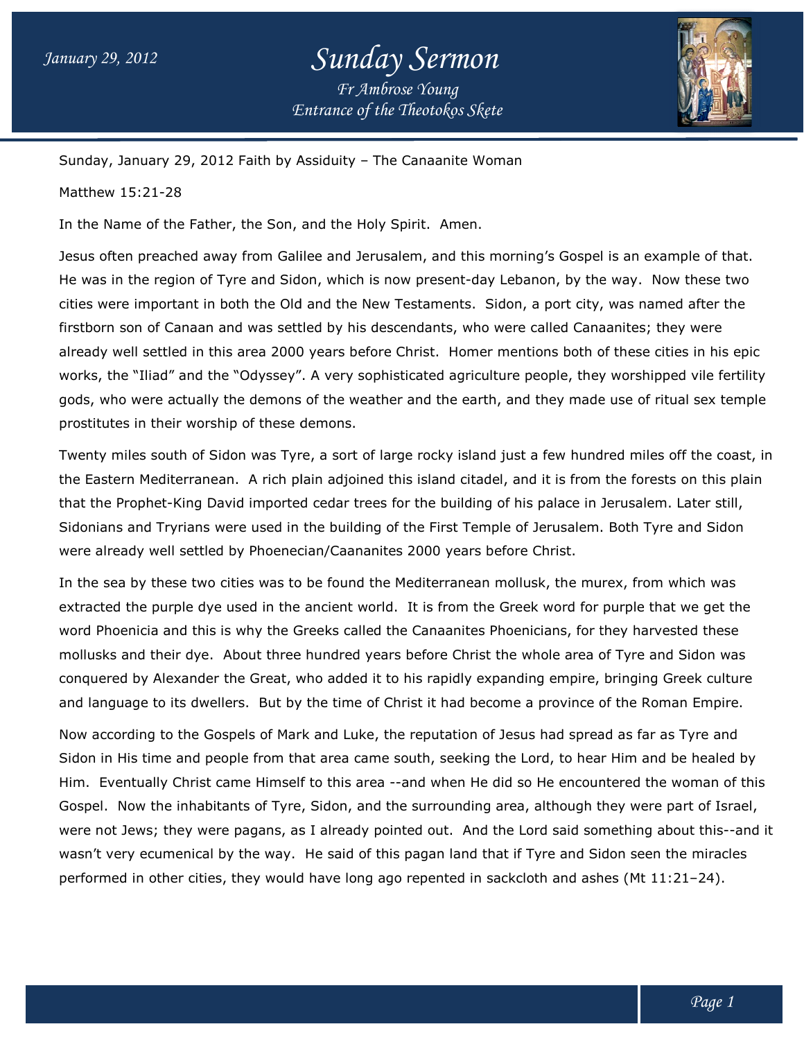Sunday, January 29, 2012 Faith by Assiduity – The Canaanite Woman

Matthew 15:21-28

In the Name of the Father, the Son, and the Holy Spirit. Amen.

Jesus often preached away from Galilee and Jerusalem, and this morning's Gospel is an example of that. He was in the region of Tyre and Sidon, which is now present-day Lebanon, by the way. Now these two cities were important in both the Old and the New Testaments. Sidon, a port city, was named after the firstborn son of Canaan and was settled by his descendants, who were called Canaanites; they were already well settled in this area 2000 years before Christ. Homer mentions both of these cities in his epic works, the "Iliad" and the "Odyssey". A very sophisticated agriculture people, they worshipped vile fertility gods, who were actually the demons of the weather and the earth, and they made use of ritual sex temple prostitutes in their worship of these demons.

Twenty miles south of Sidon was Tyre, a sort of large rocky island just a few hundred miles off the coast, in the Eastern Mediterranean. A rich plain adjoined this island citadel, and it is from the forests on this plain that the Prophet-King David imported cedar trees for the building of his palace in Jerusalem. Later still, Sidonians and Tryrians were used in the building of the First Temple of Jerusalem. Both Tyre and Sidon were already well settled by Phoenecian/Caananites 2000 years before Christ.

In the sea by these two cities was to be found the Mediterranean mollusk, the murex, from which was extracted the purple dye used in the ancient world. It is from the Greek word for purple that we get the word Phoenicia and this is why the Greeks called the Canaanites Phoenicians, for they harvested these mollusks and their dye. About three hundred years before Christ the whole area of Tyre and Sidon was conquered by Alexander the Great, who added it to his rapidly expanding empire, bringing Greek culture and language to its dwellers. But by the time of Christ it had become a province of the Roman Empire.

Now according to the Gospels of Mark and Luke, the reputation of Jesus had spread as far as Tyre and Sidon in His time and people from that area came south, seeking the Lord, to hear Him and be healed by Him. Eventually Christ came Himself to this area --and when He did so He encountered the woman of this Gospel. Now the inhabitants of Tyre, Sidon, and the surrounding area, although they were part of Israel, were not Jews; they were pagans, as I already pointed out. And the Lord said something about this--and it wasn't very ecumenical by the way. He said of this pagan land that if Tyre and Sidon seen the miracles performed in other cities, they would have long ago repented in sackcloth and ashes (Mt 11:21–24).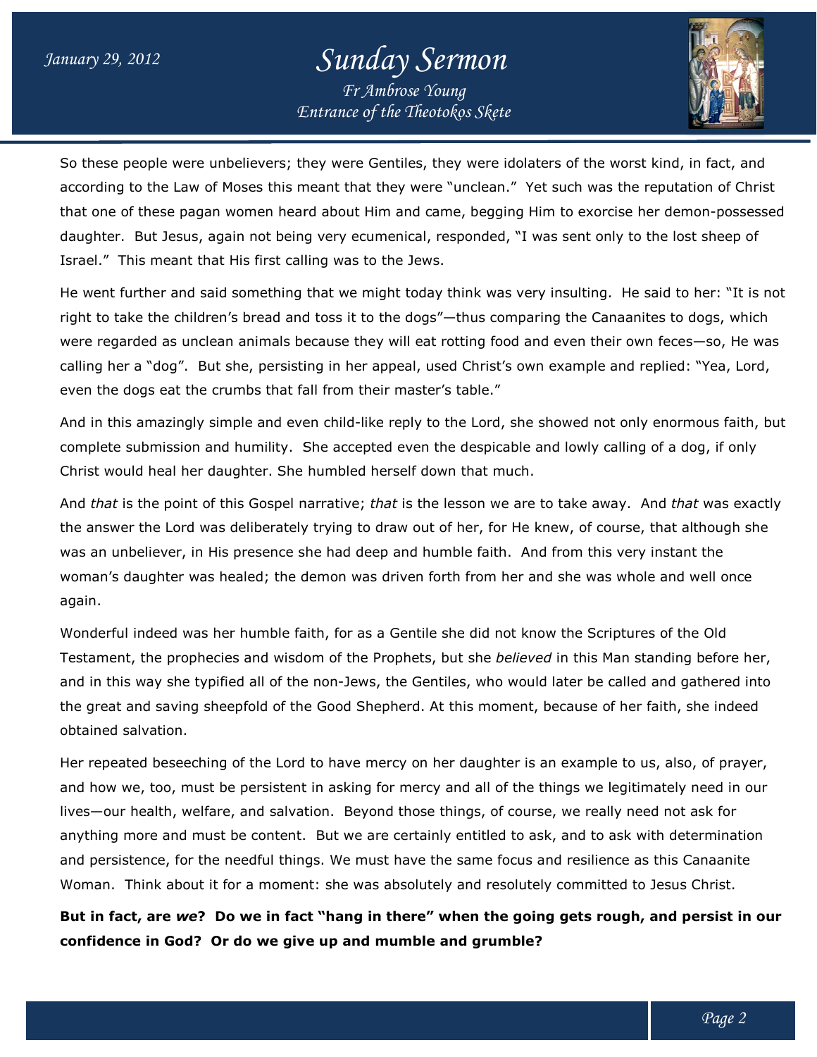So these people were unbelievers; they were Gentiles, they were idolaters of the worst kind, in fact, and according to the Law of Moses this meant that they were "unclean." Yet such was the reputation of Christ that one of these pagan women heard about Him and came, begging Him to exorcise her demon-possessed daughter. But Jesus, again not being very ecumenical, responded, "I was sent only to the lost sheep of Israel." This meant that His first calling was to the Jews.

He went further and said something that we might today think was very insulting. He said to her: "It is not right to take the children's bread and toss it to the dogs"—thus comparing the Canaanites to dogs, which were regarded as unclean animals because they will eat rotting food and even their own feces—so, He was calling her a "dog". But she, persisting in her appeal, used Christ's own example and replied: "Yea, Lord, even the dogs eat the crumbs that fall from their master's table."

And in this amazingly simple and even child-like reply to the Lord, she showed not only enormous faith, but complete submission and humility. She accepted even the despicable and lowly calling of a dog, if only Christ would heal her daughter. She humbled herself down that much.

And *that* is the point of this Gospel narrative; *that* is the lesson we are to take away. And *that* was exactly the answer the Lord was deliberately trying to draw out of her, for He knew, of course, that although she was an unbeliever, in His presence she had deep and humble faith. And from this very instant the woman's daughter was healed; the demon was driven forth from her and she was whole and well once again.

Wonderful indeed was her humble faith, for as a Gentile she did not know the Scriptures of the Old Testament, the prophecies and wisdom of the Prophets, but she *believed* in this Man standing before her, and in this way she typified all of the non-Jews, the Gentiles, who would later be called and gathered into the great and saving sheepfold of the Good Shepherd. At this moment, because of her faith, she indeed obtained salvation.

Her repeated beseeching of the Lord to have mercy on her daughter is an example to us, also, of prayer, and how we, too, must be persistent in asking for mercy and all of the things we legitimately need in our lives—our health, welfare, and salvation. Beyond those things, of course, we really need not ask for anything more and must be content. But we are certainly entitled to ask, and to ask with determination and persistence, for the needful things. We must have the same focus and resilience as this Canaanite Woman. Think about it for a moment: she was absolutely and resolutely committed to Jesus Christ.

**But in fact, are *we*? Do we in fact "hang in there" when the going gets rough, and persist in our confidence in God? Or do we give up and mumble and grumble?**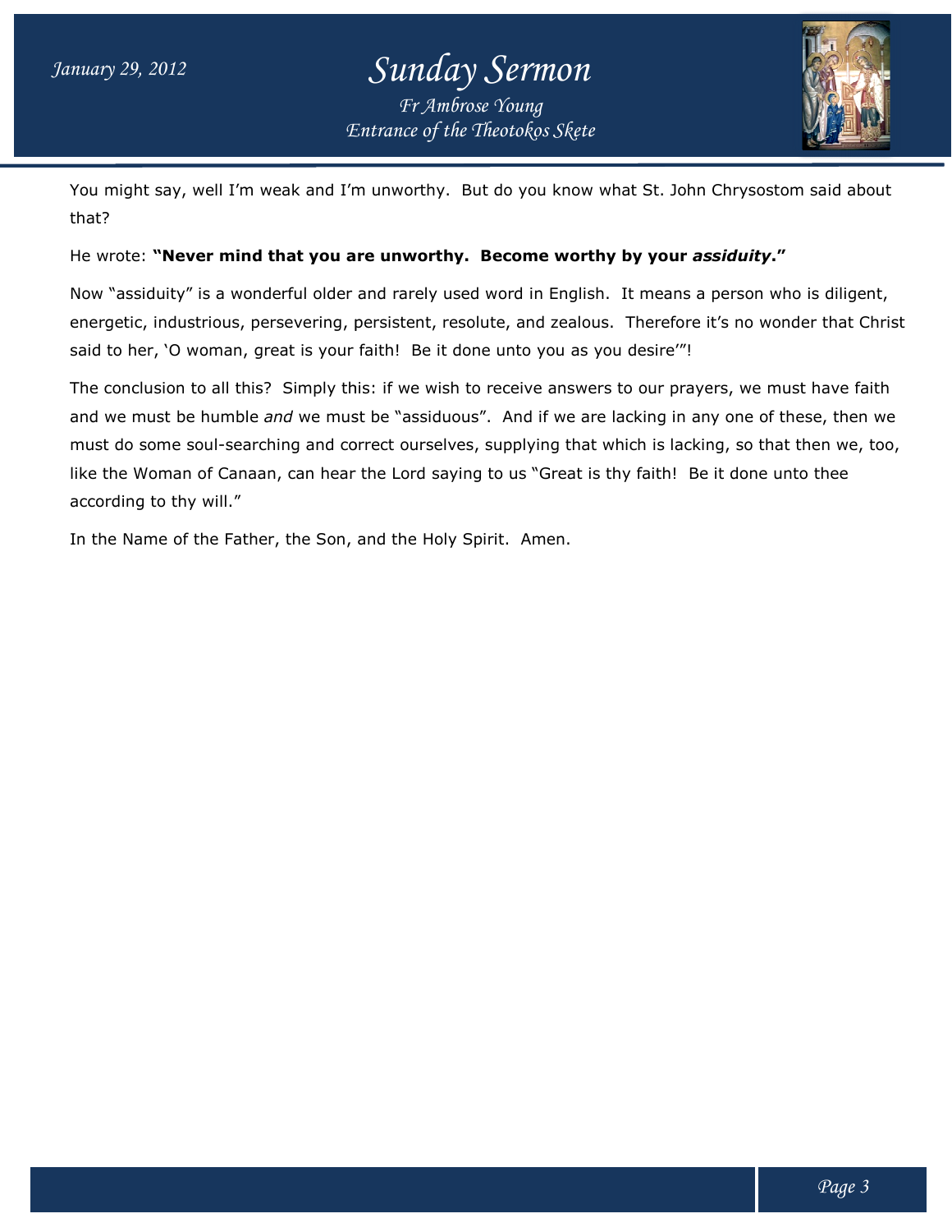You might say, well I'm weak and I'm unworthy. But do you know what St. John Chrysostom said about that?

He wrote: **"Never mind that you are unworthy. Become worthy by your *assiduity*."**

Now "assiduity" is a wonderful older and rarely used word in English. It means a person who is diligent, energetic, industrious, persevering, persistent, resolute, and zealous. Therefore it's no wonder that Christ said to her, 'O woman, great is your faith! Be it done unto you as you desire'"!

The conclusion to all this? Simply this: if we wish to receive answers to our prayers, we must have faith and we must be humble *and* we must be "assiduous". And if we are lacking in any one of these, then we must do some soul-searching and correct ourselves, supplying that which is lacking, so that then we, too, like the Woman of Canaan, can hear the Lord saying to us "Great is thy faith! Be it done unto thee according to thy will."

In the Name of the Father, the Son, and the Holy Spirit. Amen.